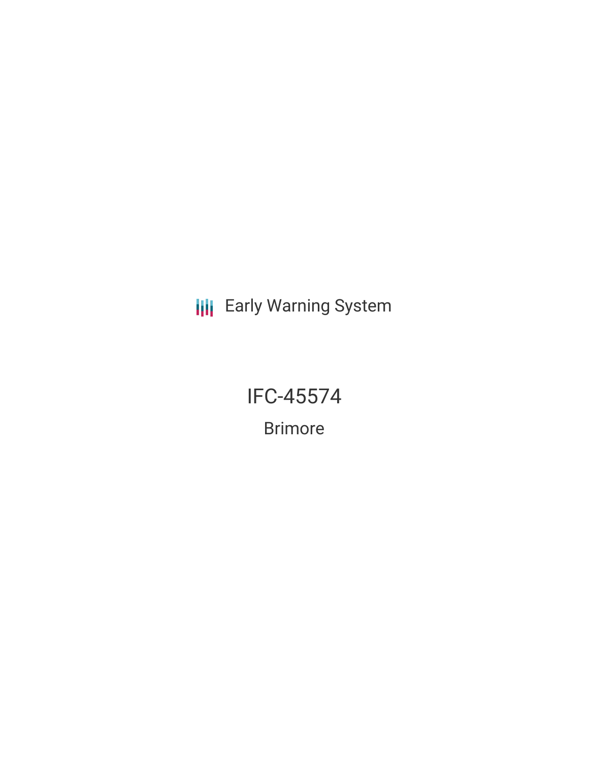Early Warning System

# IFC-45574

## Brimore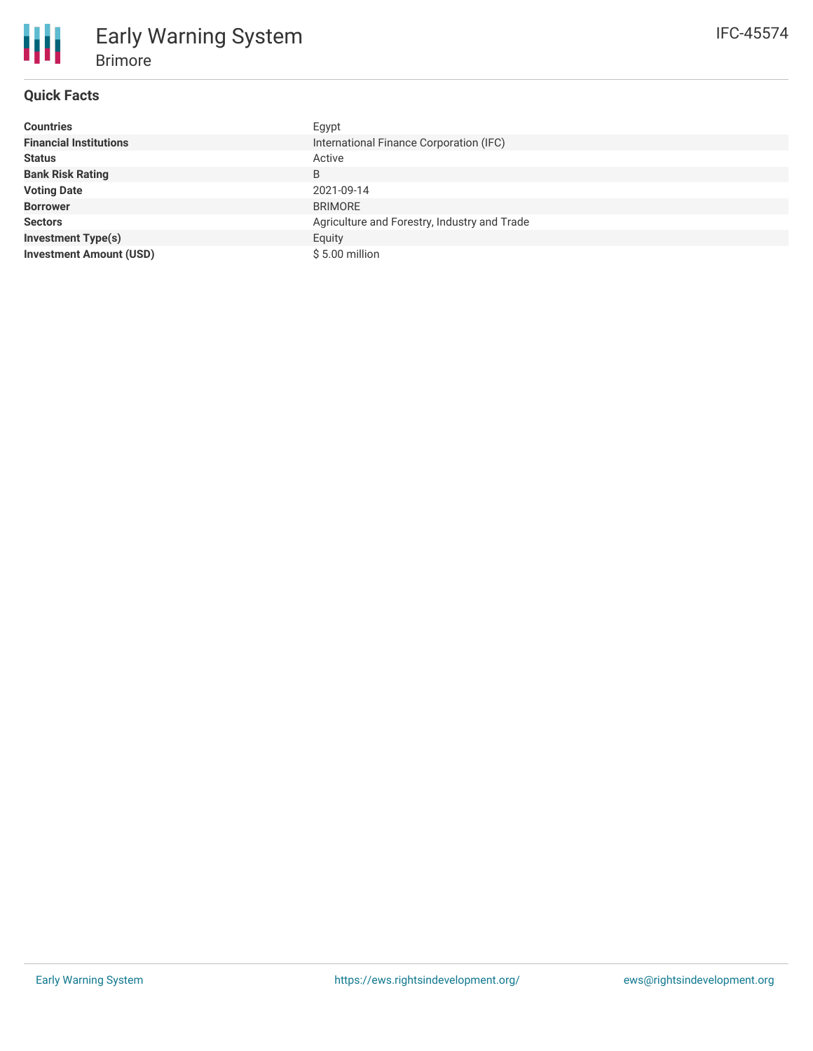# Early Warning System

## Brimore

IFC-45574

### Quick Facts

| | |
|---|---|
| **Countries** | Egypt |
| **Financial Institutions** | International Finance Corporation (IFC) |
| **Status** | Active |
| **Bank Risk Rating** | B |
| **Voting Date** | 2021-09-14 |
| **Borrower** | BRIMORE |
| **Sectors** | Agriculture and Forestry, Industry and Trade |
| **Investment Type(s)** | Equity |
| **Investment Amount (USD)** | $ 5.00 million |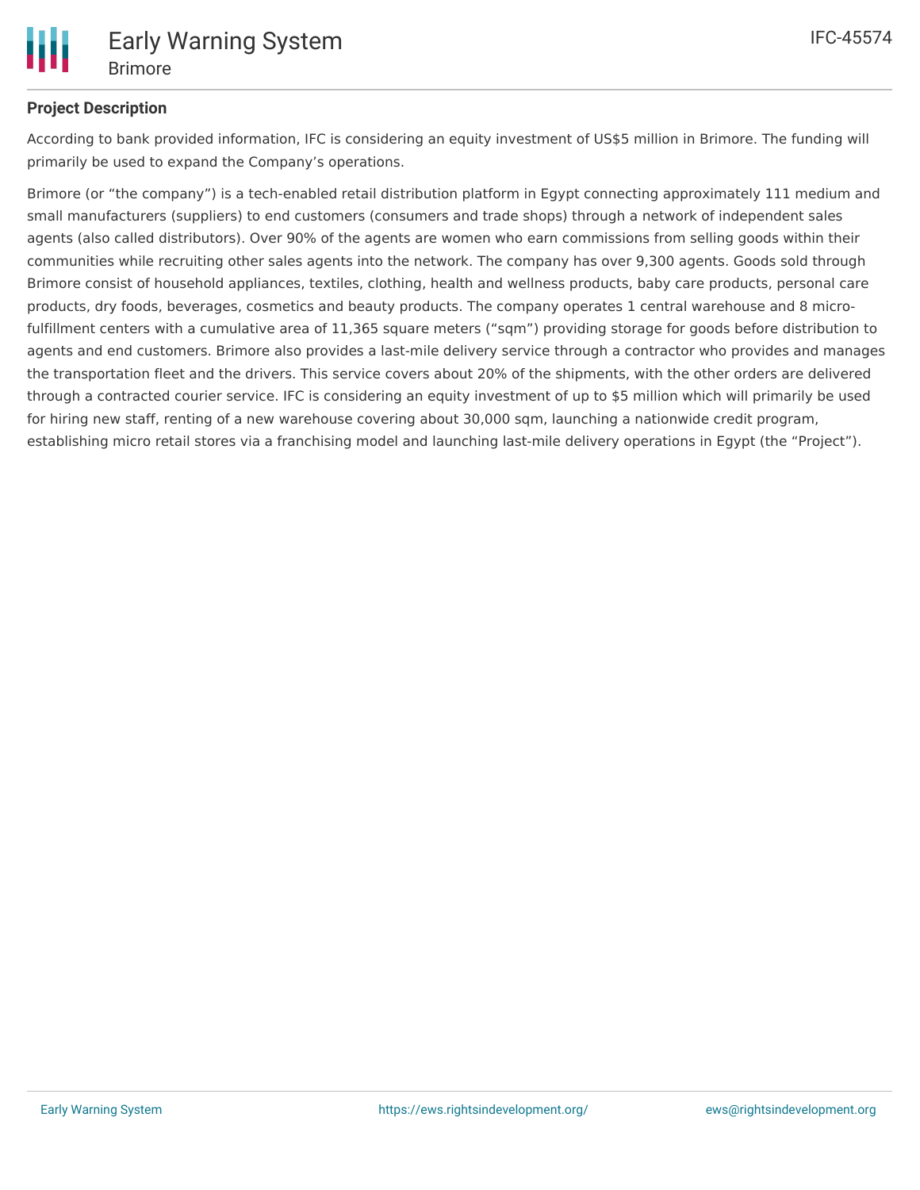**Project Description**

According to bank provided information, IFC is considering an equity investment of US$5 million in Brimore. The funding will primarily be used to expand the Company's operations.

Brimore (or "the company") is a tech-enabled retail distribution platform in Egypt connecting approximately 111 medium and small manufacturers (suppliers) to end customers (consumers and trade shops) through a network of independent sales agents (also called distributors). Over 90% of the agents are women who earn commissions from selling goods within their communities while recruiting other sales agents into the network. The company has over 9,300 agents. Goods sold through Brimore consist of household appliances, textiles, clothing, health and wellness products, baby care products, personal care products, dry foods, beverages, cosmetics and beauty products. The company operates 1 central warehouse and 8 micro-fulfillment centers with a cumulative area of 11,365 square meters ("sqm") providing storage for goods before distribution to agents and end customers. Brimore also provides a last-mile delivery service through a contractor who provides and manages the transportation fleet and the drivers. This service covers about 20% of the shipments, with the other orders are delivered through a contracted courier service. IFC is considering an equity investment of up to $5 million which will primarily be used for hiring new staff, renting of a new warehouse covering about 30,000 sqm, launching a nationwide credit program, establishing micro retail stores via a franchising model and launching last-mile delivery operations in Egypt (the "Project").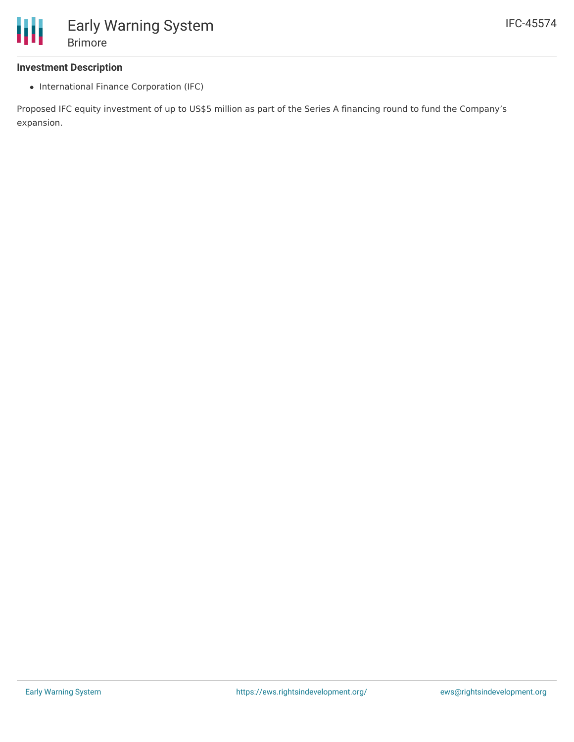### Investment Description

- International Finance Corporation (IFC)

Proposed IFC equity investment of up to US$5 million as part of the Series A financing round to fund the Company's expansion.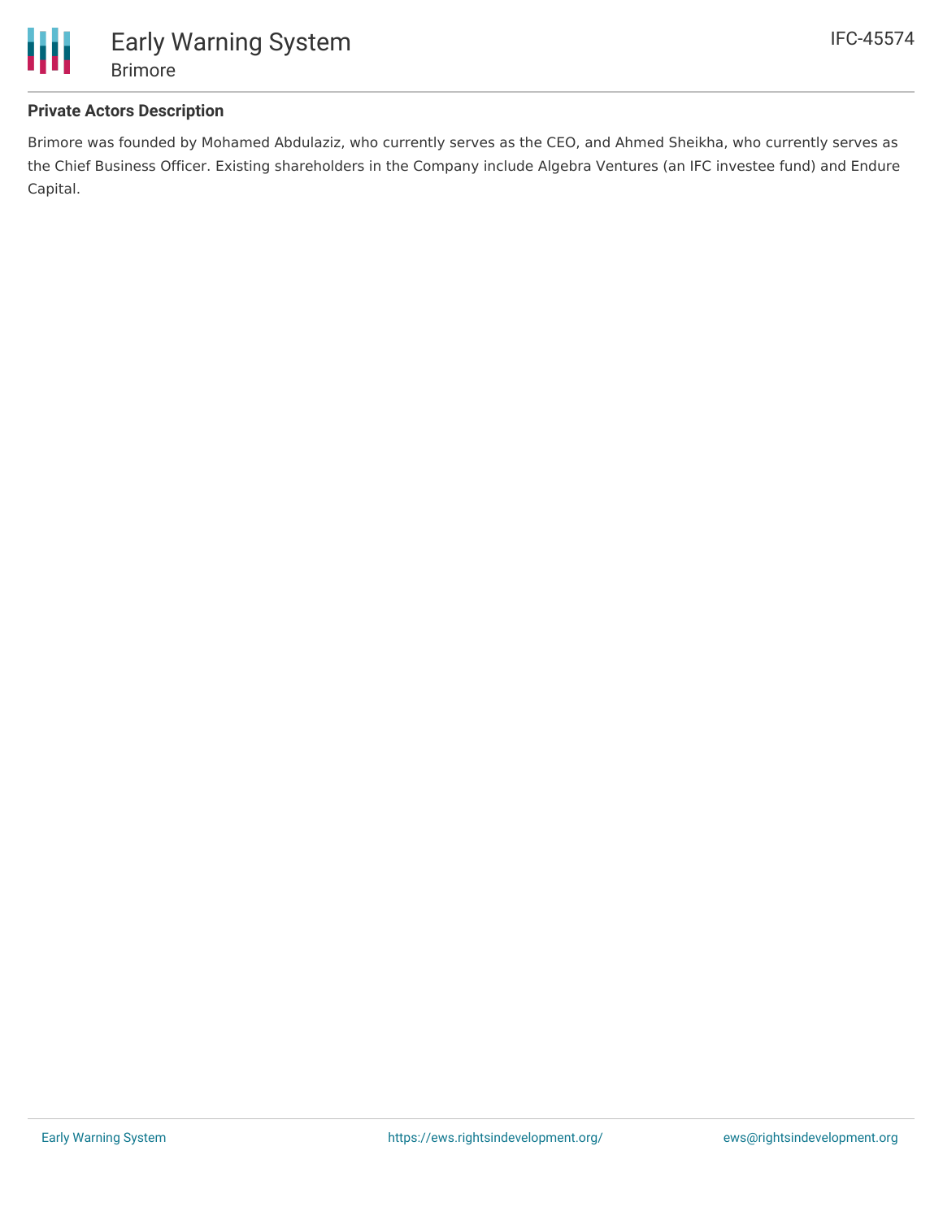### Private Actors Description

Brimore was founded by Mohamed Abdulaziz, who currently serves as the CEO, and Ahmed Sheikha, who currently serves as the Chief Business Officer. Existing shareholders in the Company include Algebra Ventures (an IFC investee fund) and Endure Capital.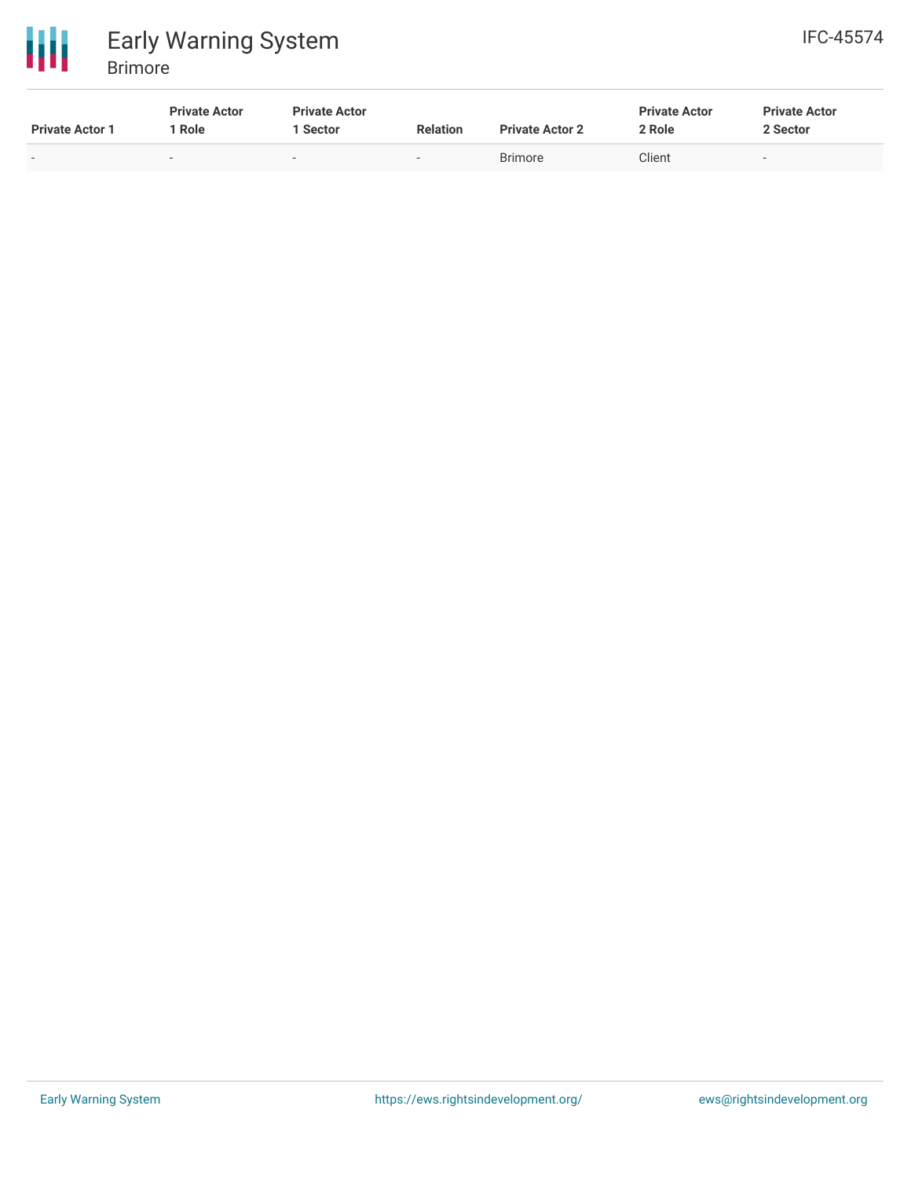| Private Actor 1 | Private Actor 1 Role | Private Actor 1 Sector | Relation | Private Actor 2 | Private Actor 2 Role | Private Actor 2 Sector |
| --- | --- | --- | --- | --- | --- | --- |
| - | - | - | - | Brimore | Client | - |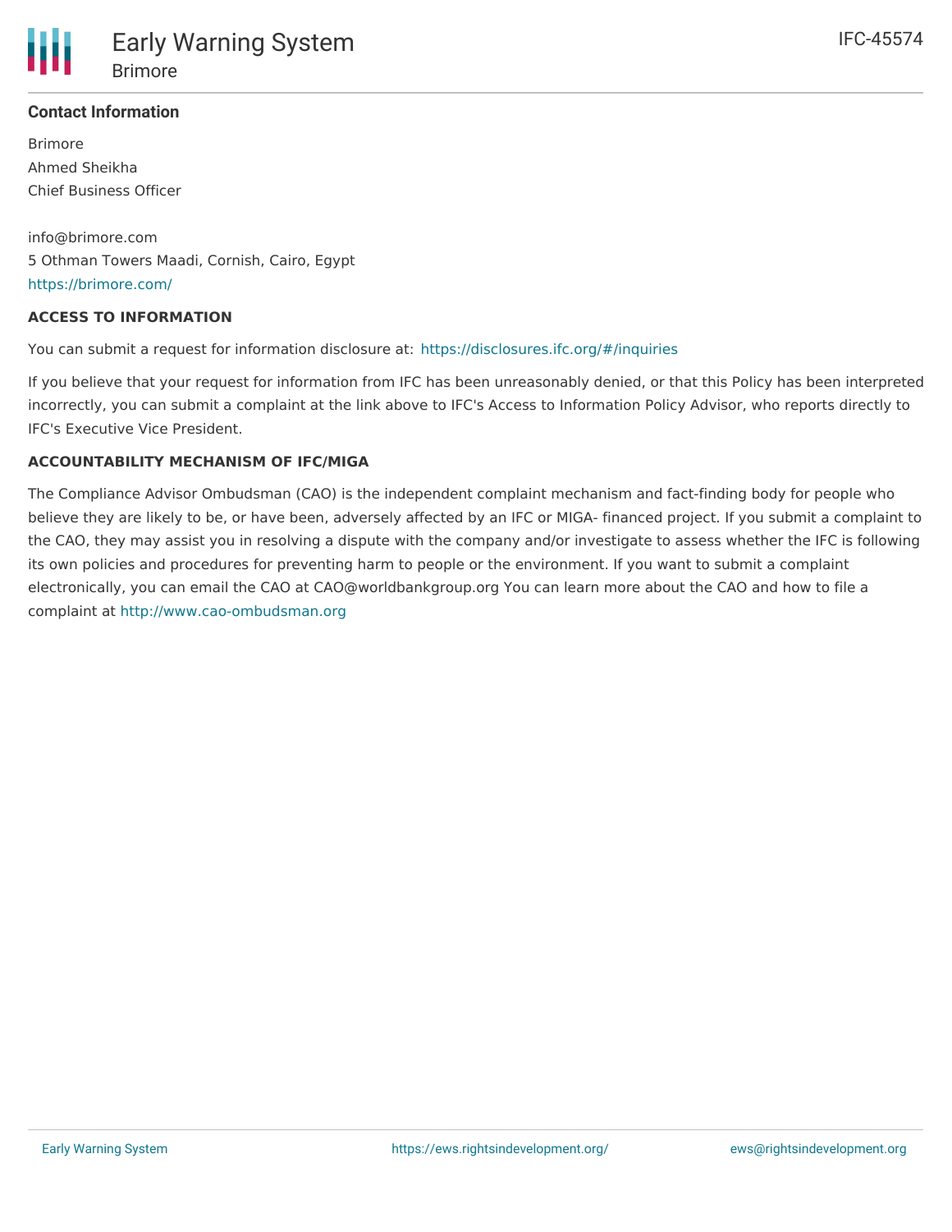## Contact Information

Brimore
Ahmed Sheikha
Chief Business Officer

info@brimore.com
5 Othman Towers Maadi, Cornish, Cairo, Egypt
https://brimore.com/

### ACCESS TO INFORMATION

You can submit a request for information disclosure at: https://disclosures.ifc.org/#/inquiries

If you believe that your request for information from IFC has been unreasonably denied, or that this Policy has been interpreted incorrectly, you can submit a complaint at the link above to IFC's Access to Information Policy Advisor, who reports directly to IFC's Executive Vice President.

### ACCOUNTABILITY MECHANISM OF IFC/MIGA

The Compliance Advisor Ombudsman (CAO) is the independent complaint mechanism and fact-finding body for people who believe they are likely to be, or have been, adversely affected by an IFC or MIGA- financed project. If you submit a complaint to the CAO, they may assist you in resolving a dispute with the company and/or investigate to assess whether the IFC is following its own policies and procedures for preventing harm to people or the environment. If you want to submit a complaint electronically, you can email the CAO at CAO@worldbankgroup.org You can learn more about the CAO and how to file a complaint at http://www.cao-ombudsman.org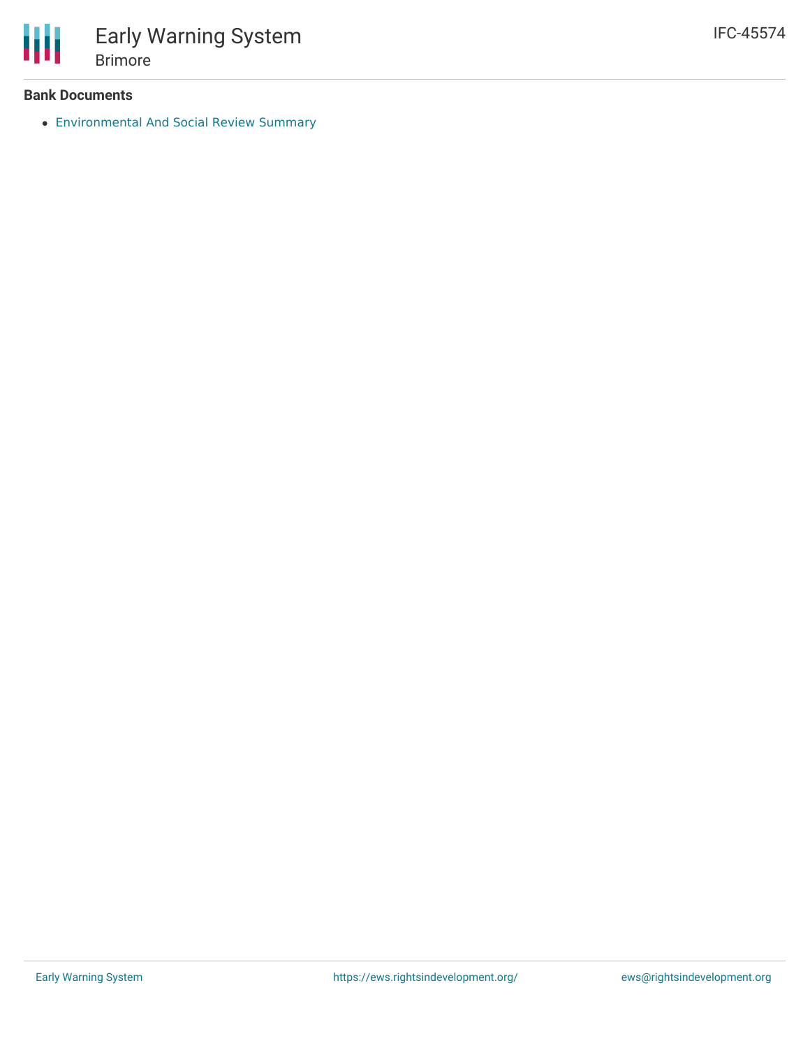**Bank Documents**

- Environmental And Social Review Summary